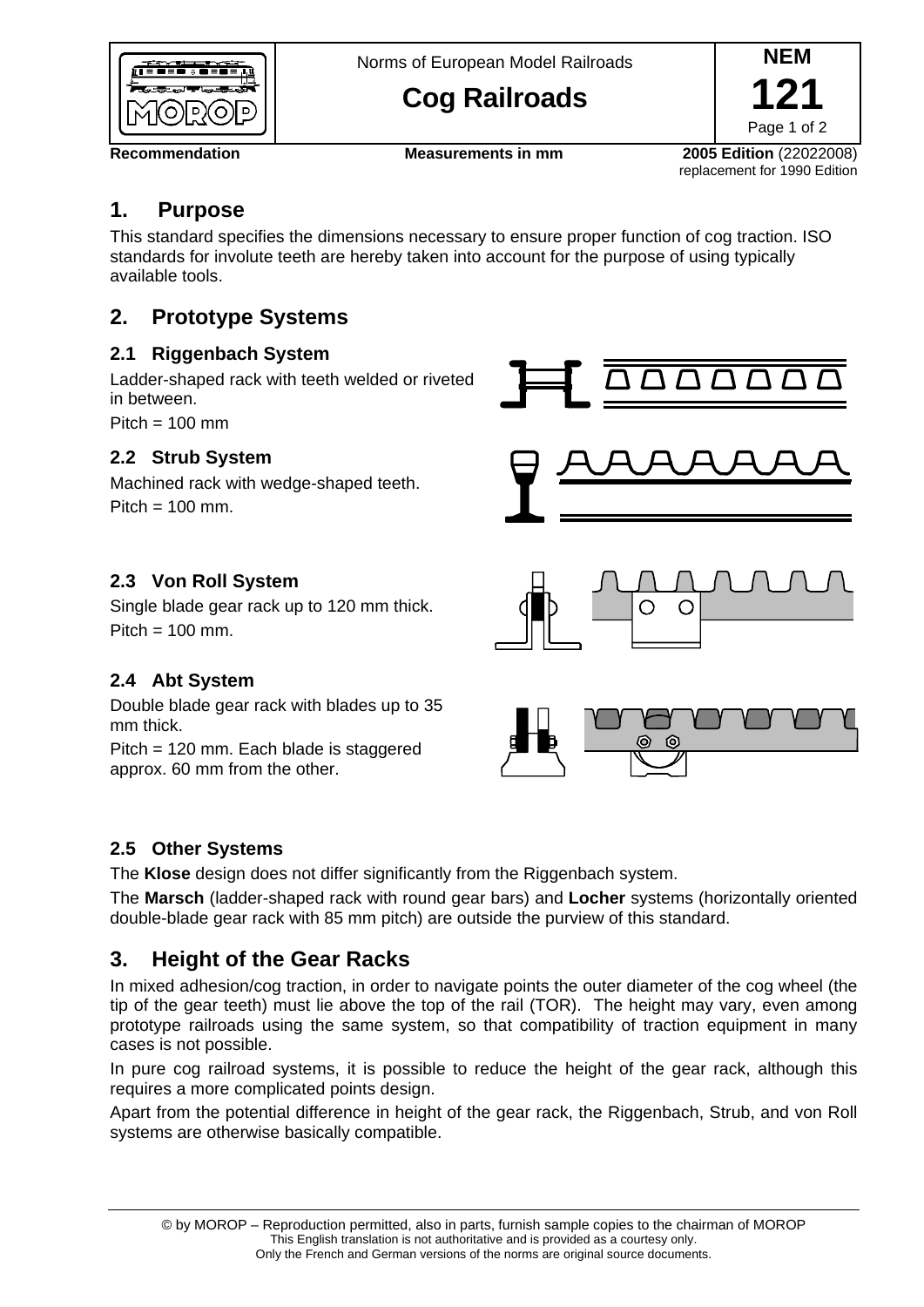Norms of European Model Railroads

# Cog Railroads

**NEM 121**

**Recommendation** | **Measurements in mm** | **2005 Edition** (22022008) replacement for 1990 Edition

## 1. Purpose

This standard specifies the dimensions necessary to ensure proper function of cog traction. ISO standards for involute teeth are hereby taken into account for the purpose of using typically available tools.

## 2. Prototype Systems

### 2.1 Riggenbach System

Ladder-shaped rack with teeth welded or riveted in between.

Pitch = 100 mm

### 2.2 Strub System

Machined rack with wedge-shaped teeth.

Pitch = 100 mm.

### 2.3 Von Roll System

Single blade gear rack up to 120 mm thick.

Pitch = 100 mm.

### 2.4 Abt System

Double blade gear rack with blades up to 35 mm thick.

Pitch = 120 mm. Each blade is staggered approx. 60 mm from the other.

### 2.5 Other Systems

The **Klose** design does not differ significantly from the Riggenbach system.

The **Marsch** (ladder-shaped rack with round gear bars) and **Locher** systems (horizontally oriented double-blade gear rack with 85 mm pitch) are outside the purview of this standard.

## 3. Height of the Gear Racks

In mixed adhesion/cog traction, in order to navigate points the outer diameter of the cog wheel (the tip of the gear teeth) must lie above the top of the rail (TOR). The height may vary, even among prototype railroads using the same system, so that compatibility of traction equipment in many cases is not possible.

In pure cog railroad systems, it is possible to reduce the height of the gear rack, although this requires a more complicated points design.

Apart from the potential difference in height of the gear rack, the Riggenbach, Strub, and von Roll systems are otherwise basically compatible.

© by MOROP – Reproduction permitted, also in parts, furnish sample copies to the chairman of MOROP
This English translation is not authoritative and is provided as a courtesy only.
Only the French and German versions of the norms are original source documents.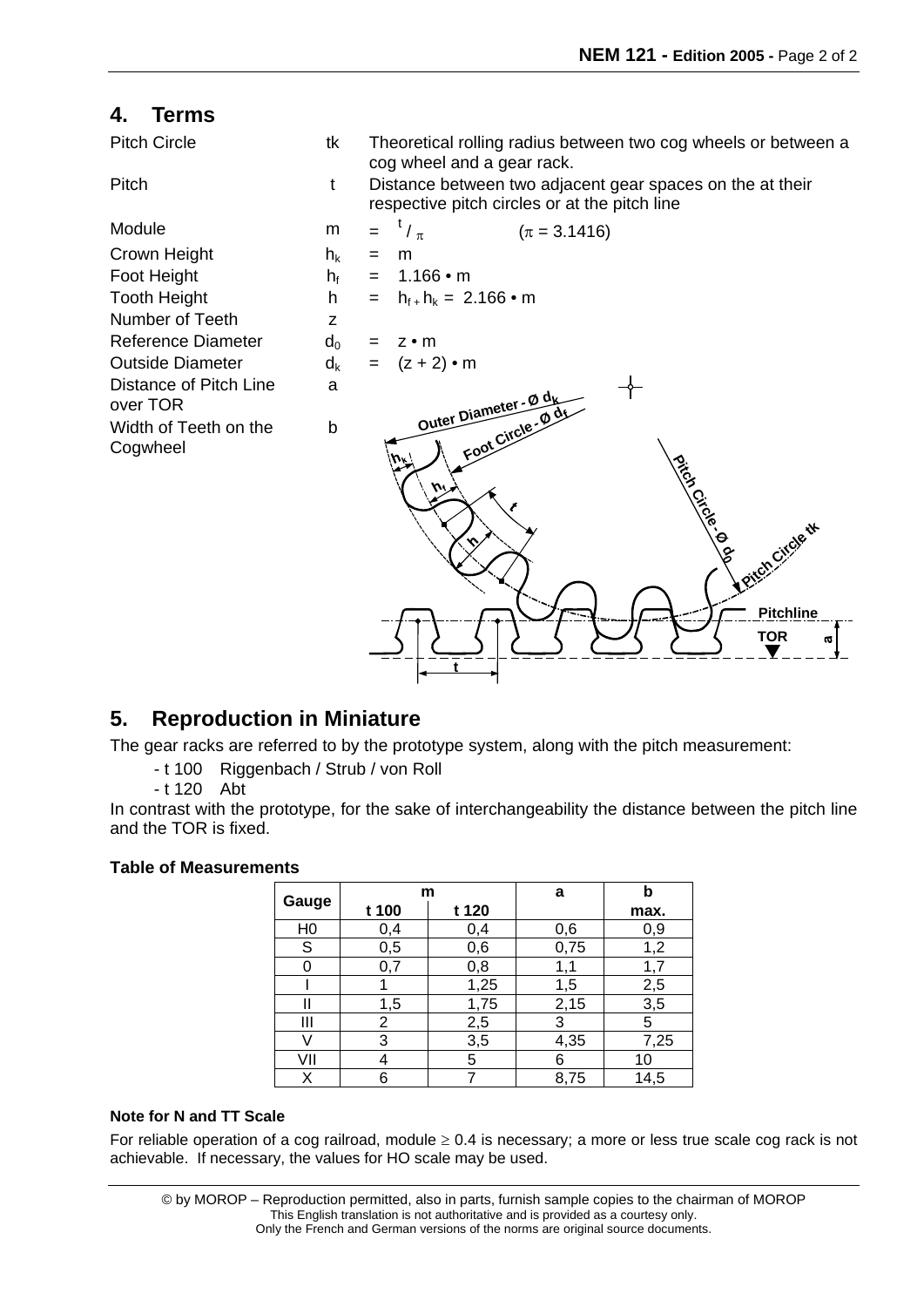## 4. Terms

| | | |
|---|---|---|
| Pitch Circle | tk | Theoretical rolling radius between two cog wheels or between a cog wheel and a gear rack. |
| Pitch | t | Distance between two adjacent gear spaces on the at their respective pitch circles or at the pitch line |
| Module | m | $= {}^{t}/_{\pi}$ ($\pi = 3.1416$) |
| Crown Height | $h_k$ | $= m$ |
| Foot Height | $h_f$ | $= 1.166 \cdot m$ |
| Tooth Height | h | $= h_f + h_k = 2.166 \cdot m$ |
| Number of Teeth | z | |
| Reference Diameter | $d_0$ | $= z \cdot m$ |
| Outside Diameter | $d_k$ | $= (z + 2) \cdot m$ |
| Distance of Pitch Line over TOR | a | |
| Width of Teeth on the Cogwheel | b | |

Outer Diameter - Ø $d_k$
Foot Circle - Ø $d_f$
$h_k$
$h_f$
t
h
Pitch Circle - Ø $d_0$
Pitch Circle tk
Pitchline
TOR
a
t

## 5. Reproduction in Miniature

The gear racks are referred to by the prototype system, along with the pitch measurement:

- t 100 Riggenbach / Strub / von Roll
- t 120 Abt

In contrast with the prototype, for the sake of interchangeability the distance between the pitch line and the TOR is fixed.

**Table of Measurements**

| Gauge | m | | a | b |
|---|---|---|---|---|
| | t 100 | t 120 | | max. |
| H0 | 0,4 | 0,4 | 0,6 | 0,9 |
| S | 0,5 | 0,6 | 0,75 | 1,2 |
| 0 | 0,7 | 0,8 | 1,1 | 1,7 |
| I | 1 | 1,25 | 1,5 | 2,5 |
| II | 1,5 | 1,75 | 2,15 | 3,5 |
| III | 2 | 2,5 | 3 | 5 |
| V | 3 | 3,5 | 4,35 | 7,25 |
| VII | 4 | 5 | 6 | 10 |
| X | 6 | 7 | 8,75 | 14,5 |

**Note for N and TT Scale**

For reliable operation of a cog railroad, module $\geq 0.4$ is necessary; a more or less true scale cog rack is not achievable. If necessary, the values for HO scale may be used.

© by MOROP – Reproduction permitted, also in parts, furnish sample copies to the chairman of MOROP
This English translation is not authoritative and is provided as a courtesy only.
Only the French and German versions of the norms are original source documents.